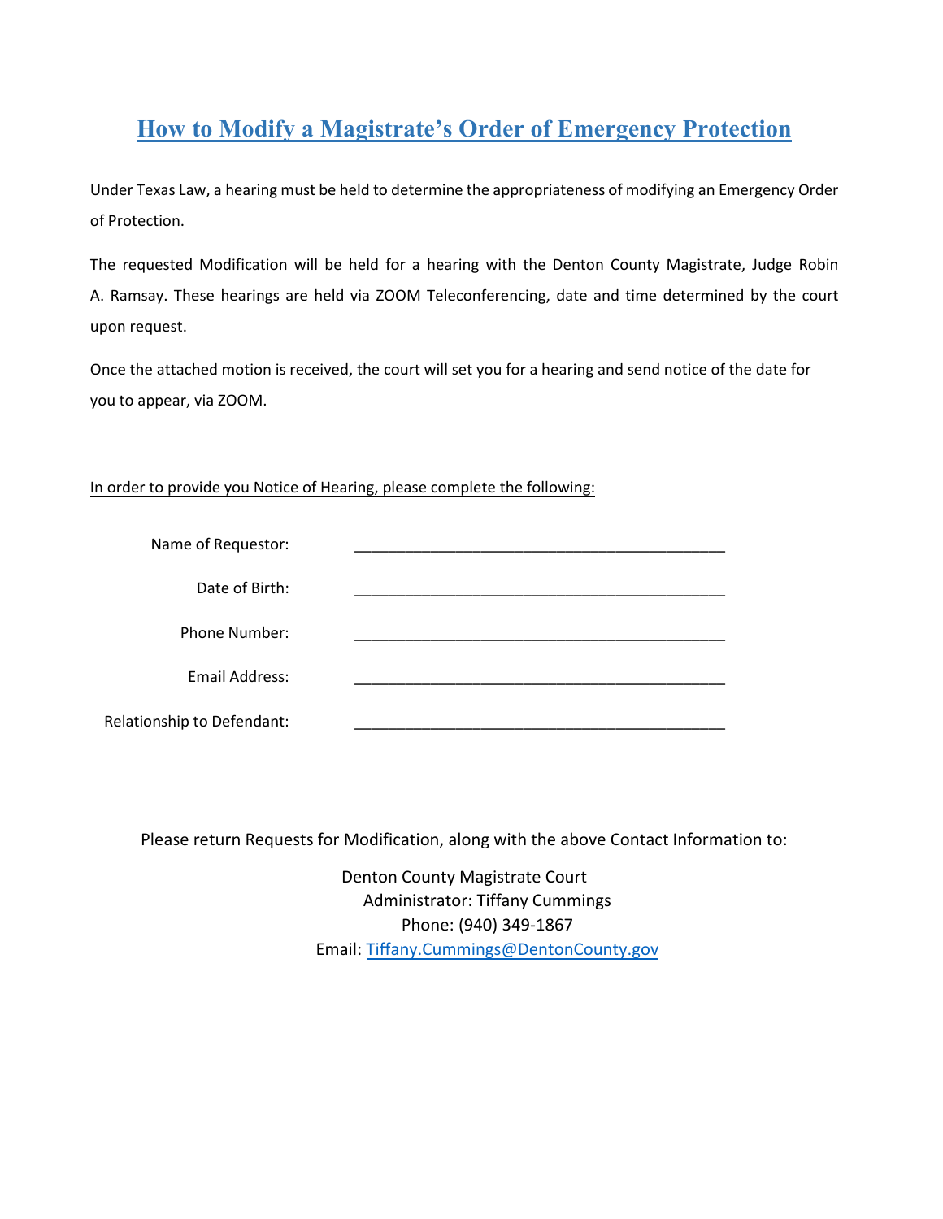# How to Modify a Magistrate's Order of Emergency Protection

Under Texas Law, a hearing must be held to determine the appropriateness of modifying an Emergency Order of Protection.

The requested Modification will be held for a hearing with the Denton County Magistrate, Judge Robin A. Ramsay. These hearings are held via ZOOM Teleconferencing, date and time determined by the court upon request.

Once the attached motion is received, the court will set you for a hearing and send notice of the date for you to appear, via ZOOM.

<u>In order to provide you Notice of Hearing, please complete the following:</u>

Name of Requestor: _____________________________________________

Date of Birth: _____________________________________________

Phone Number: _____________________________________________

Email Address: _____________________________________________

Relationship to Defendant: _____________________________________________

Please return Requests for Modification, along with the above Contact Information to:

Denton County Magistrate Court
Administrator: Tiffany Cummings
Phone: (940) 349-1867
Email: Tiffany.Cummings@DentonCounty.gov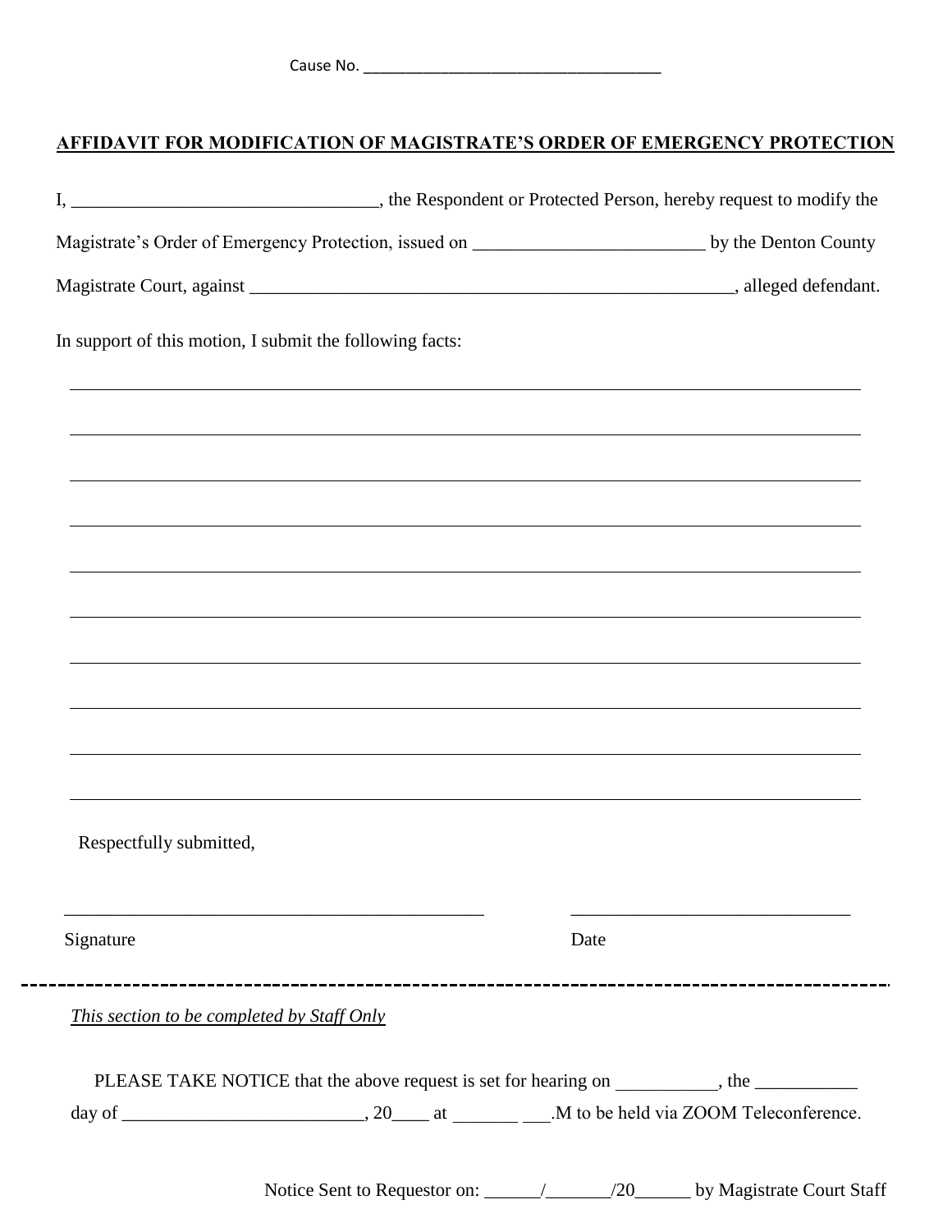Cause No. ___________________________________

**AFFIDAVIT FOR MODIFICATION OF MAGISTRATE'S ORDER OF EMERGENCY PROTECTION**

I, ________________________________, the Respondent or Protected Person, hereby request to modify the Magistrate's Order of Emergency Protection, issued on ________________________ by the Denton County Magistrate Court, against ____________________________________________________, alleged defendant.

In support of this motion, I submit the following facts:

______________________________________________________________________________

______________________________________________________________________________

______________________________________________________________________________

______________________________________________________________________________

______________________________________________________________________________

______________________________________________________________________________

______________________________________________________________________________

______________________________________________________________________________

______________________________________________________________________________

______________________________________________________________________________

Respectfully submitted,

_____________________________________________ ______________________________

Signature Date

---

*This section to be completed by Staff Only*

PLEASE TAKE NOTICE that the above request is set for hearing on __________, the __________ day of _________________________, 20____ at _______ ___.M to be held via ZOOM Teleconference.

Notice Sent to Requestor on: ______/_______/20______ by Magistrate Court Staff